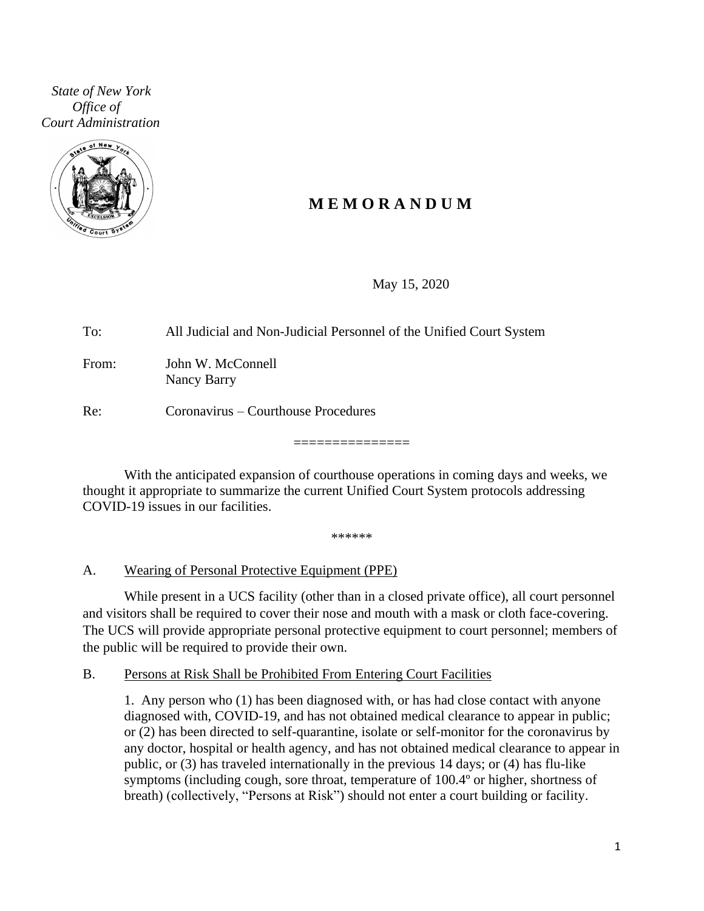*State of New York*
*Office of*
*Court Administration*

# M E M O R A N D U M

May 15, 2020

To: All Judicial and Non-Judicial Personnel of the Unified Court System

From: John W. McConnell
Nancy Barry

Re: Coronavirus – Courthouse Procedures

===============

With the anticipated expansion of courthouse operations in coming days and weeks, we thought it appropriate to summarize the current Unified Court System protocols addressing COVID-19 issues in our facilities.

******

## A. Wearing of Personal Protective Equipment (PPE)

While present in a UCS facility (other than in a closed private office), all court personnel and visitors shall be required to cover their nose and mouth with a mask or cloth face-covering. The UCS will provide appropriate personal protective equipment to court personnel; members of the public will be required to provide their own.

## B. Persons at Risk Shall be Prohibited From Entering Court Facilities

1. Any person who (1) has been diagnosed with, or has had close contact with anyone diagnosed with, COVID-19, and has not obtained medical clearance to appear in public; or (2) has been directed to self-quarantine, isolate or self-monitor for the coronavirus by any doctor, hospital or health agency, and has not obtained medical clearance to appear in public, or (3) has traveled internationally in the previous 14 days; or (4) has flu-like symptoms (including cough, sore throat, temperature of 100.4º or higher, shortness of breath) (collectively, "Persons at Risk") should not enter a court building or facility.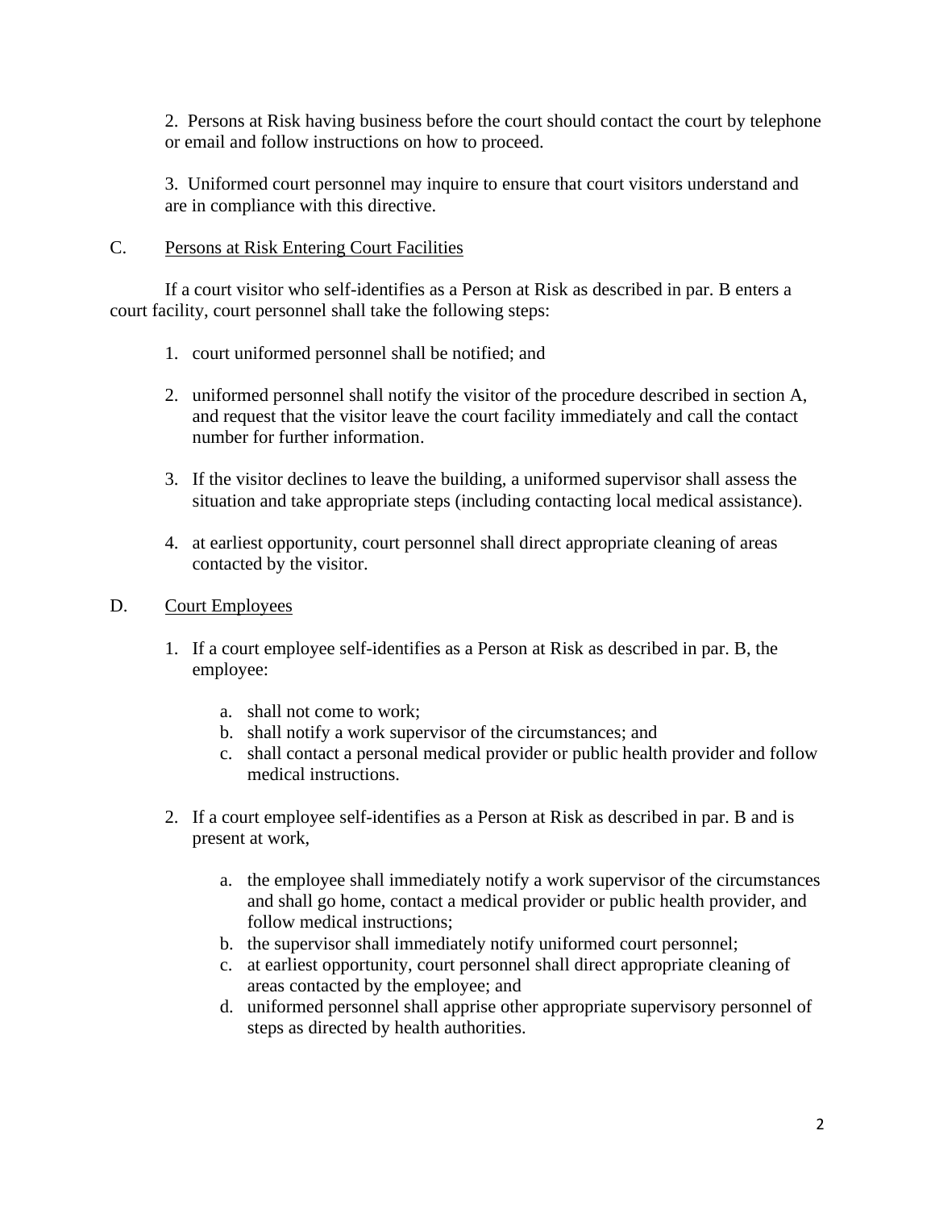2. Persons at Risk having business before the court should contact the court by telephone or email and follow instructions on how to proceed.

3. Uniformed court personnel may inquire to ensure that court visitors understand and are in compliance with this directive.

C. <u>Persons at Risk Entering Court Facilities</u>

If a court visitor who self-identifies as a Person at Risk as described in par. B enters a court facility, court personnel shall take the following steps:

1. court uniformed personnel shall be notified; and

2. uniformed personnel shall notify the visitor of the procedure described in section A, and request that the visitor leave the court facility immediately and call the contact number for further information.

3. If the visitor declines to leave the building, a uniformed supervisor shall assess the situation and take appropriate steps (including contacting local medical assistance).

4. at earliest opportunity, court personnel shall direct appropriate cleaning of areas contacted by the visitor.

D. <u>Court Employees</u>

1. If a court employee self-identifies as a Person at Risk as described in par. B, the employee:

   a. shall not come to work;
   b. shall notify a work supervisor of the circumstances; and
   c. shall contact a personal medical provider or public health provider and follow medical instructions.

2. If a court employee self-identifies as a Person at Risk as described in par. B and is present at work,

   a. the employee shall immediately notify a work supervisor of the circumstances and shall go home, contact a medical provider or public health provider, and follow medical instructions;
   b. the supervisor shall immediately notify uniformed court personnel;
   c. at earliest opportunity, court personnel shall direct appropriate cleaning of areas contacted by the employee; and
   d. uniformed personnel shall apprise other appropriate supervisory personnel of steps as directed by health authorities.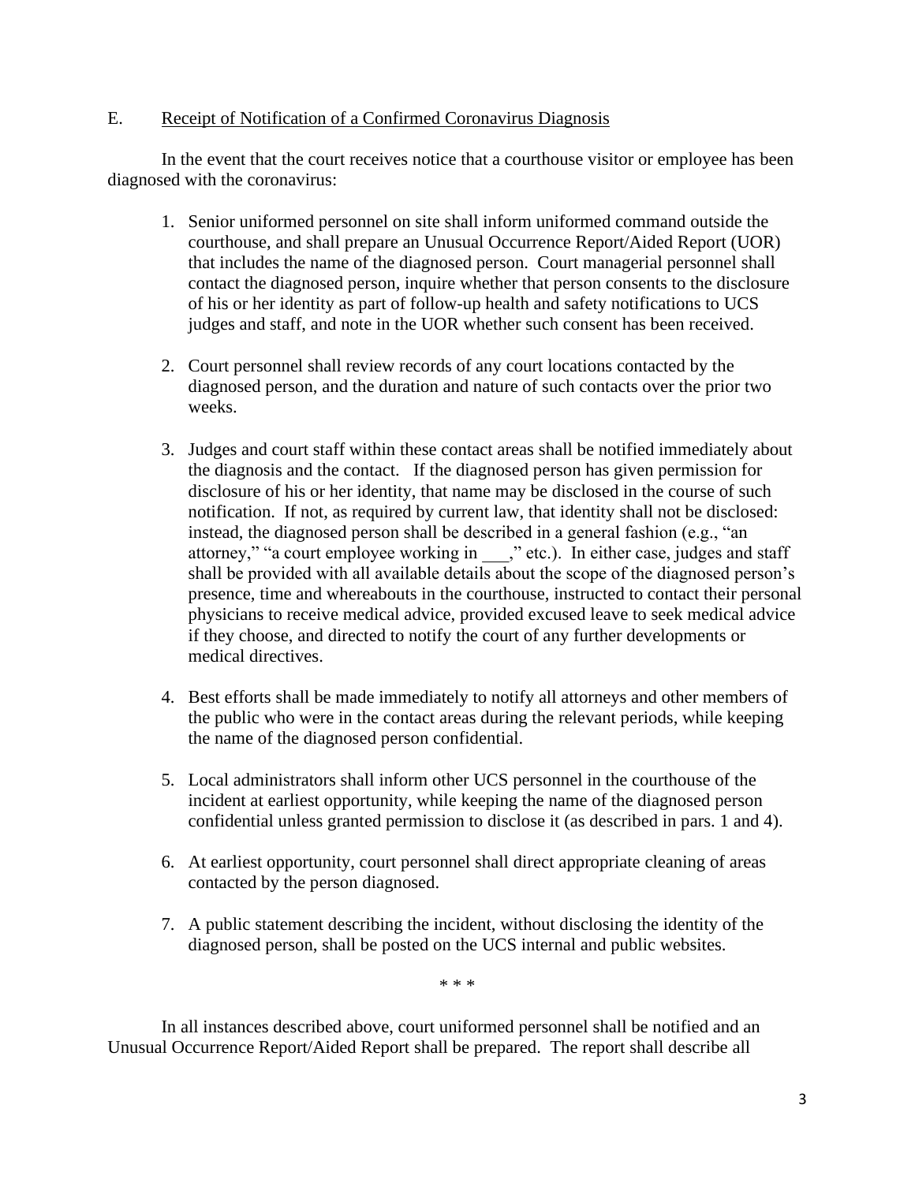E. <u>Receipt of Notification of a Confirmed Coronavirus Diagnosis</u>

In the event that the court receives notice that a courthouse visitor or employee has been diagnosed with the coronavirus:

1. Senior uniformed personnel on site shall inform uniformed command outside the courthouse, and shall prepare an Unusual Occurrence Report/Aided Report (UOR) that includes the name of the diagnosed person. Court managerial personnel shall contact the diagnosed person, inquire whether that person consents to the disclosure of his or her identity as part of follow-up health and safety notifications to UCS judges and staff, and note in the UOR whether such consent has been received.

2. Court personnel shall review records of any court locations contacted by the diagnosed person, and the duration and nature of such contacts over the prior two weeks.

3. Judges and court staff within these contact areas shall be notified immediately about the diagnosis and the contact. If the diagnosed person has given permission for disclosure of his or her identity, that name may be disclosed in the course of such notification. If not, as required by current law, that identity shall not be disclosed: instead, the diagnosed person shall be described in a general fashion (e.g., "an attorney," "a court employee working in ___," etc.). In either case, judges and staff shall be provided with all available details about the scope of the diagnosed person's presence, time and whereabouts in the courthouse, instructed to contact their personal physicians to receive medical advice, provided excused leave to seek medical advice if they choose, and directed to notify the court of any further developments or medical directives.

4. Best efforts shall be made immediately to notify all attorneys and other members of the public who were in the contact areas during the relevant periods, while keeping the name of the diagnosed person confidential.

5. Local administrators shall inform other UCS personnel in the courthouse of the incident at earliest opportunity, while keeping the name of the diagnosed person confidential unless granted permission to disclose it (as described in pars. 1 and 4).

6. At earliest opportunity, court personnel shall direct appropriate cleaning of areas contacted by the person diagnosed.

7. A public statement describing the incident, without disclosing the identity of the diagnosed person, shall be posted on the UCS internal and public websites.

\* \* \*

In all instances described above, court uniformed personnel shall be notified and an Unusual Occurrence Report/Aided Report shall be prepared. The report shall describe all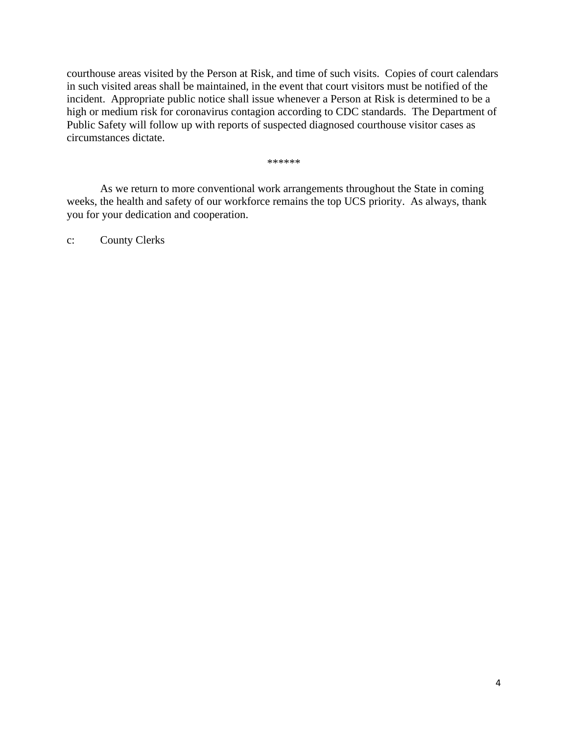courthouse areas visited by the Person at Risk, and time of such visits. Copies of court calendars in such visited areas shall be maintained, in the event that court visitors must be notified of the incident. Appropriate public notice shall issue whenever a Person at Risk is determined to be a high or medium risk for coronavirus contagion according to CDC standards. The Department of Public Safety will follow up with reports of suspected diagnosed courthouse visitor cases as circumstances dictate.

******

As we return to more conventional work arrangements throughout the State in coming weeks, the health and safety of our workforce remains the top UCS priority. As always, thank you for your dedication and cooperation.

c: County Clerks